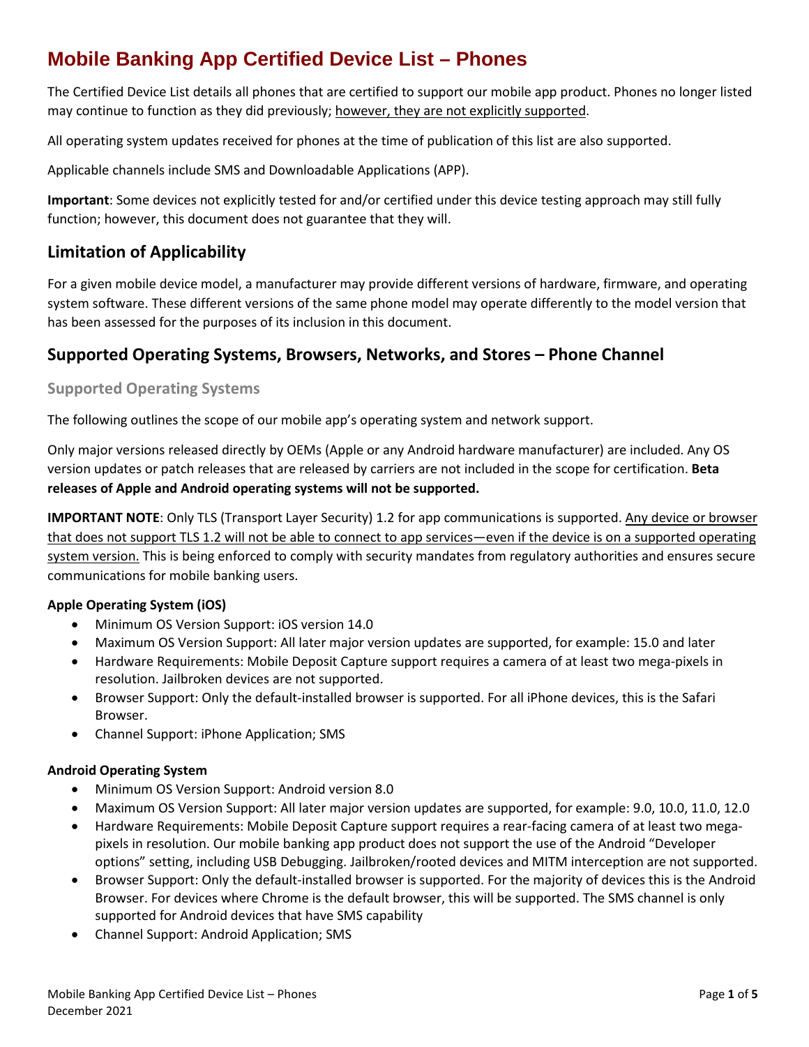# Mobile Banking App Certified Device List – Phones

The Certified Device List details all phones that are certified to support our mobile app product. Phones no longer listed may continue to function as they did previously; however, they are not explicitly supported.

All operating system updates received for phones at the time of publication of this list are also supported.

Applicable channels include SMS and Downloadable Applications (APP).

**Important**: Some devices not explicitly tested for and/or certified under this device testing approach may still fully function; however, this document does not guarantee that they will.

## Limitation of Applicability

For a given mobile device model, a manufacturer may provide different versions of hardware, firmware, and operating system software. These different versions of the same phone model may operate differently to the model version that has been assessed for the purposes of its inclusion in this document.

## Supported Operating Systems, Browsers, Networks, and Stores – Phone Channel

### Supported Operating Systems

The following outlines the scope of our mobile app's operating system and network support.

Only major versions released directly by OEMs (Apple or any Android hardware manufacturer) are included. Any OS version updates or patch releases that are released by carriers are not included in the scope for certification. **Beta releases of Apple and Android operating systems will not be supported.**

**IMPORTANT NOTE**: Only TLS (Transport Layer Security) 1.2 for app communications is supported. Any device or browser that does not support TLS 1.2 will not be able to connect to app services—even if the device is on a supported operating system version. This is being enforced to comply with security mandates from regulatory authorities and ensures secure communications for mobile banking users.

**Apple Operating System (iOS)**

- Minimum OS Version Support: iOS version 14.0
- Maximum OS Version Support: All later major version updates are supported, for example: 15.0 and later
- Hardware Requirements: Mobile Deposit Capture support requires a camera of at least two mega-pixels in resolution. Jailbroken devices are not supported.
- Browser Support: Only the default-installed browser is supported. For all iPhone devices, this is the Safari Browser.
- Channel Support: iPhone Application; SMS

**Android Operating System**

- Minimum OS Version Support: Android version 8.0
- Maximum OS Version Support: All later major version updates are supported, for example: 9.0, 10.0, 11.0, 12.0
- Hardware Requirements: Mobile Deposit Capture support requires a rear-facing camera of at least two mega-pixels in resolution. Our mobile banking app product does not support the use of the Android "Developer options" setting, including USB Debugging. Jailbroken/rooted devices and MITM interception are not supported.
- Browser Support: Only the default-installed browser is supported. For the majority of devices this is the Android Browser. For devices where Chrome is the default browser, this will be supported. The SMS channel is only supported for Android devices that have SMS capability
- Channel Support: Android Application; SMS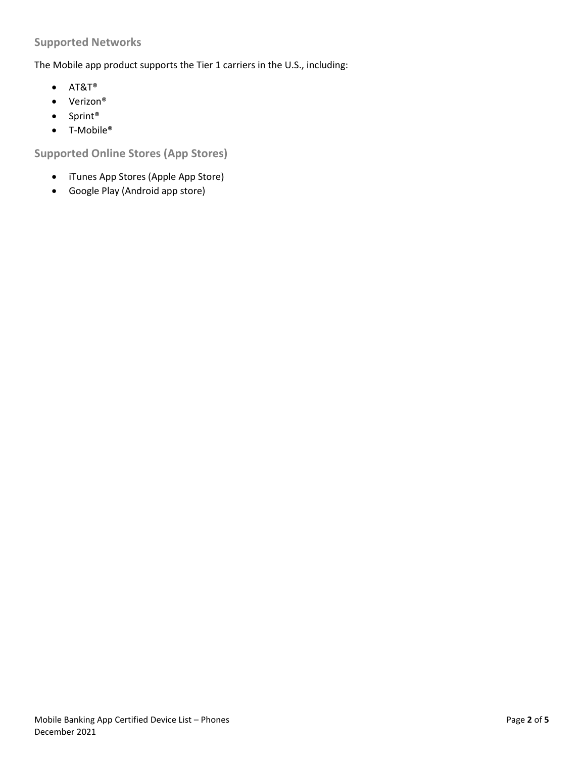## Supported Networks

The Mobile app product supports the Tier 1 carriers in the U.S., including:

- AT&T®
- Verizon®
- Sprint®
- T-Mobile®

## Supported Online Stores (App Stores)

- iTunes App Stores (Apple App Store)
- Google Play (Android app store)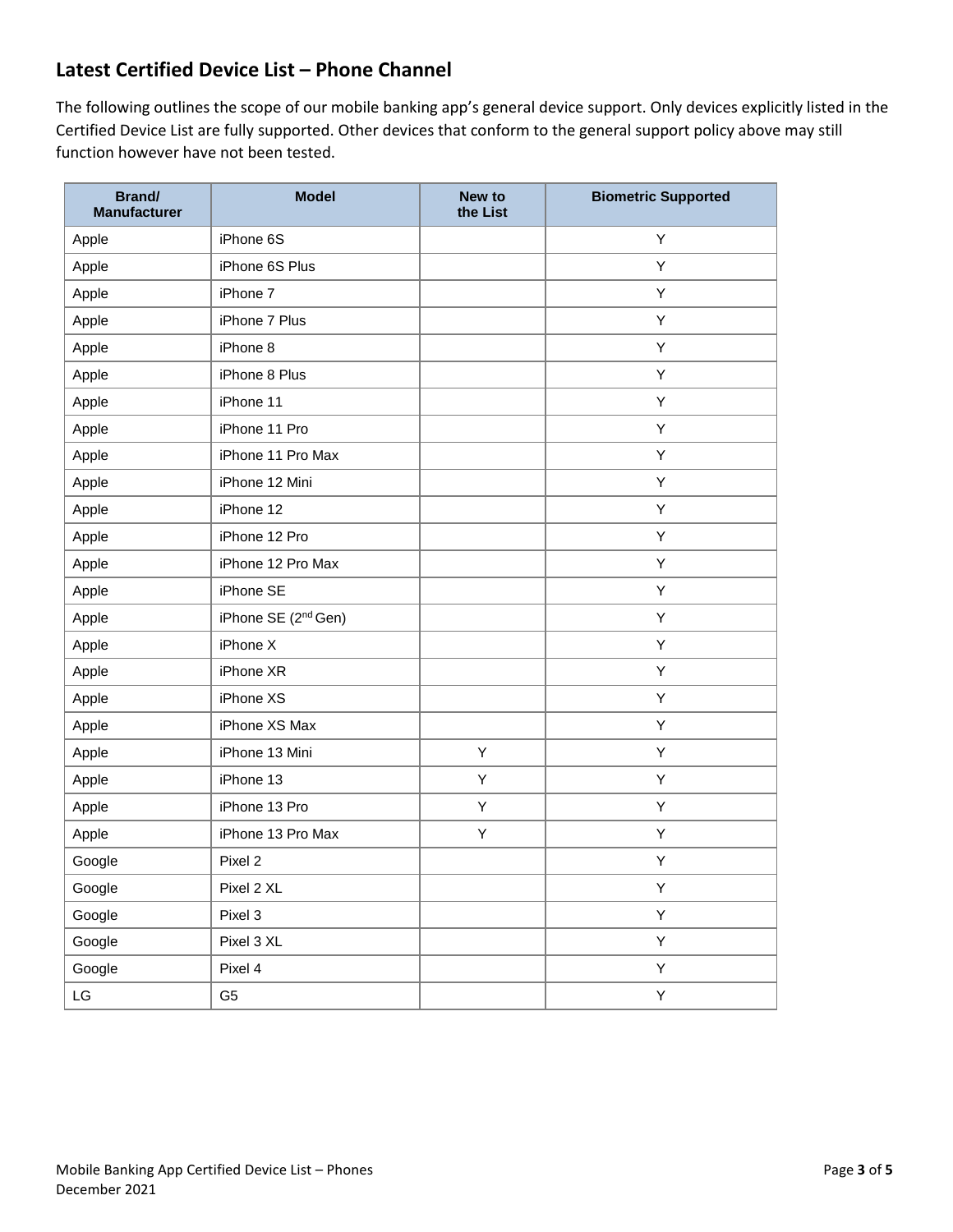## Latest Certified Device List – Phone Channel

The following outlines the scope of our mobile banking app's general device support. Only devices explicitly listed in the Certified Device List are fully supported. Other devices that conform to the general support policy above may still function however have not been tested.

| Brand/ Manufacturer | Model | New to the List | Biometric Supported |
|---|---|---|---|
| Apple | iPhone 6S | | Y |
| Apple | iPhone 6S Plus | | Y |
| Apple | iPhone 7 | | Y |
| Apple | iPhone 7 Plus | | Y |
| Apple | iPhone 8 | | Y |
| Apple | iPhone 8 Plus | | Y |
| Apple | iPhone 11 | | Y |
| Apple | iPhone 11 Pro | | Y |
| Apple | iPhone 11 Pro Max | | Y |
| Apple | iPhone 12 Mini | | Y |
| Apple | iPhone 12 | | Y |
| Apple | iPhone 12 Pro | | Y |
| Apple | iPhone 12 Pro Max | | Y |
| Apple | iPhone SE | | Y |
| Apple | iPhone SE (2nd Gen) | | Y |
| Apple | iPhone X | | Y |
| Apple | iPhone XR | | Y |
| Apple | iPhone XS | | Y |
| Apple | iPhone XS Max | | Y |
| Apple | iPhone 13 Mini | Y | Y |
| Apple | iPhone 13 | Y | Y |
| Apple | iPhone 13 Pro | Y | Y |
| Apple | iPhone 13 Pro Max | Y | Y |
| Google | Pixel 2 | | Y |
| Google | Pixel 2 XL | | Y |
| Google | Pixel 3 | | Y |
| Google | Pixel 3 XL | | Y |
| Google | Pixel 4 | | Y |
| LG | G5 | | Y |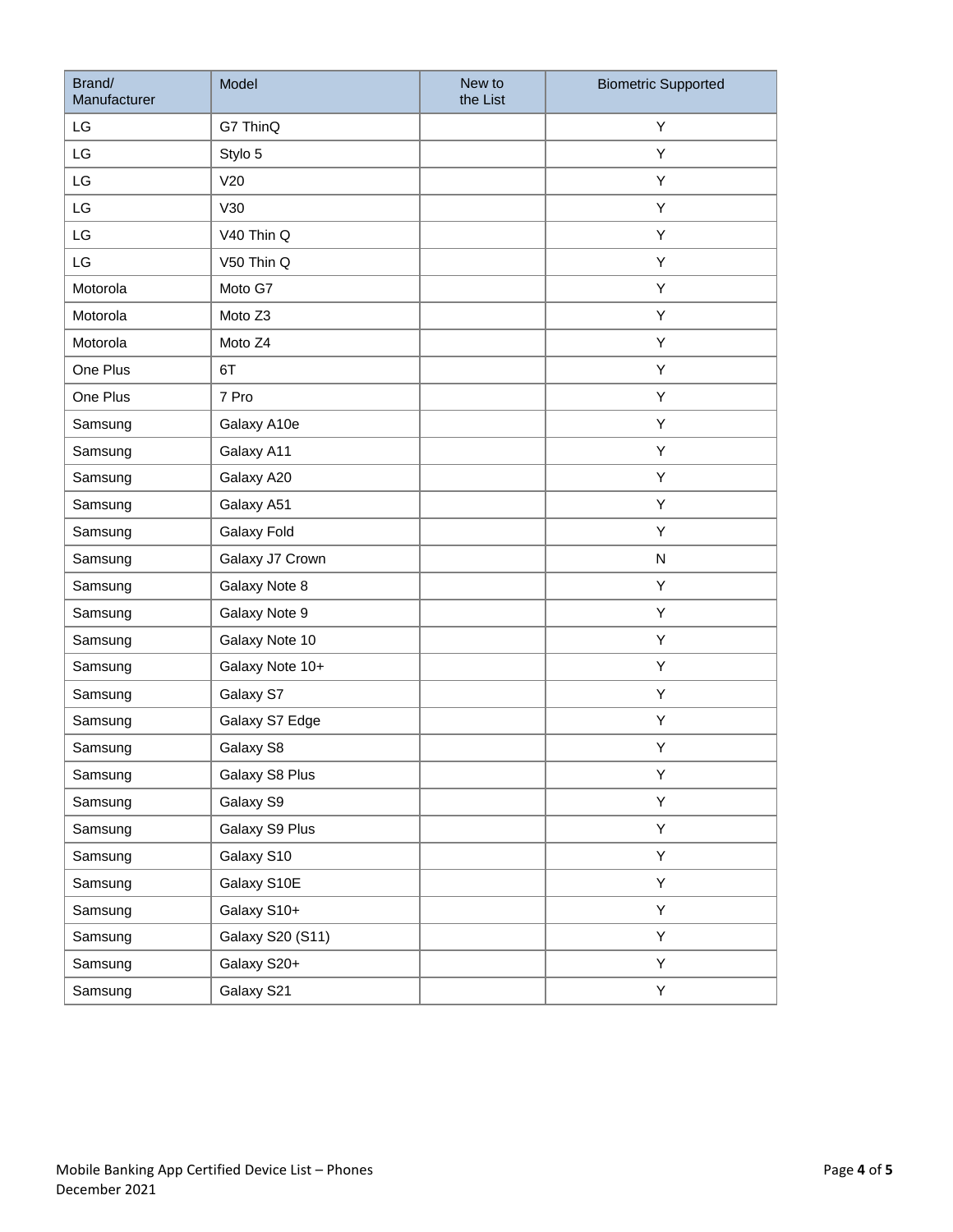| Brand/ Manufacturer | Model | New to the List | Biometric Supported |
| --- | --- | --- | --- |
| LG | G7 ThinQ | | Y |
| LG | Stylo 5 | | Y |
| LG | V20 | | Y |
| LG | V30 | | Y |
| LG | V40 Thin Q | | Y |
| LG | V50 Thin Q | | Y |
| Motorola | Moto G7 | | Y |
| Motorola | Moto Z3 | | Y |
| Motorola | Moto Z4 | | Y |
| One Plus | 6T | | Y |
| One Plus | 7 Pro | | Y |
| Samsung | Galaxy A10e | | Y |
| Samsung | Galaxy A11 | | Y |
| Samsung | Galaxy A20 | | Y |
| Samsung | Galaxy A51 | | Y |
| Samsung | Galaxy Fold | | Y |
| Samsung | Galaxy J7 Crown | | N |
| Samsung | Galaxy Note 8 | | Y |
| Samsung | Galaxy Note 9 | | Y |
| Samsung | Galaxy Note 10 | | Y |
| Samsung | Galaxy Note 10+ | | Y |
| Samsung | Galaxy S7 | | Y |
| Samsung | Galaxy S7 Edge | | Y |
| Samsung | Galaxy S8 | | Y |
| Samsung | Galaxy S8 Plus | | Y |
| Samsung | Galaxy S9 | | Y |
| Samsung | Galaxy S9 Plus | | Y |
| Samsung | Galaxy S10 | | Y |
| Samsung | Galaxy S10E | | Y |
| Samsung | Galaxy S10+ | | Y |
| Samsung | Galaxy S20 (S11) | | Y |
| Samsung | Galaxy S20+ | | Y |
| Samsung | Galaxy S21 | | Y |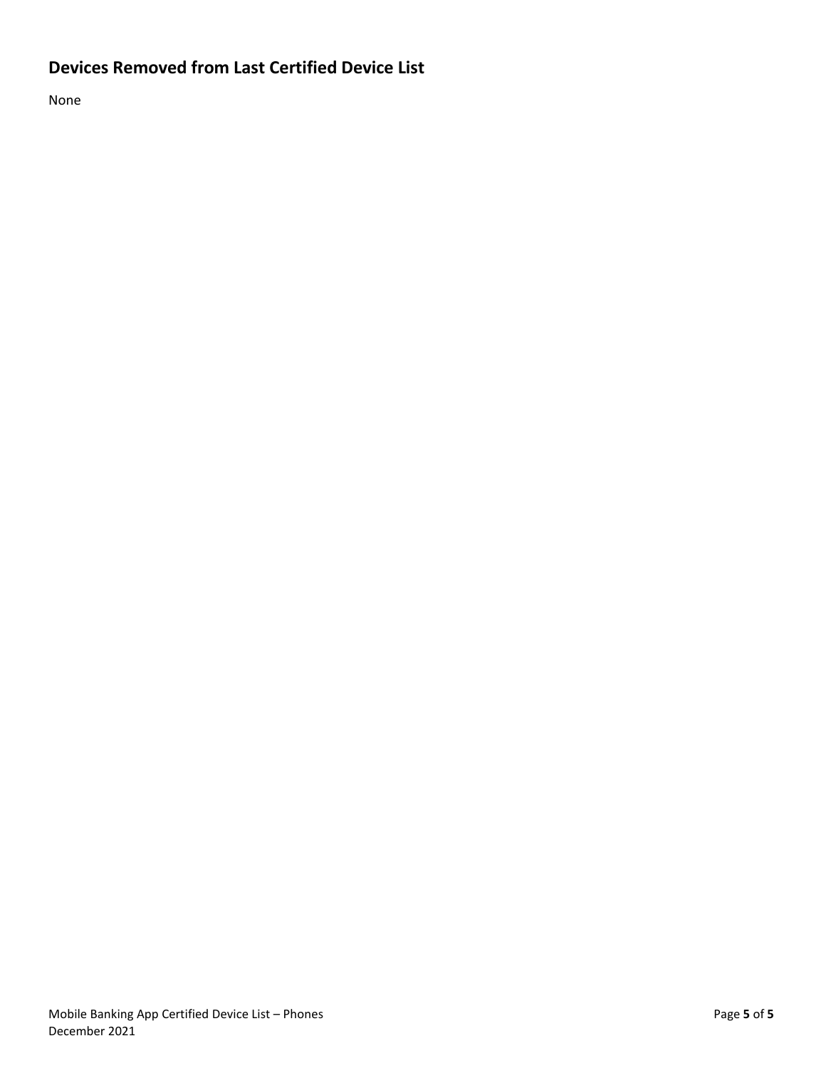## Devices Removed from Last Certified Device List

None